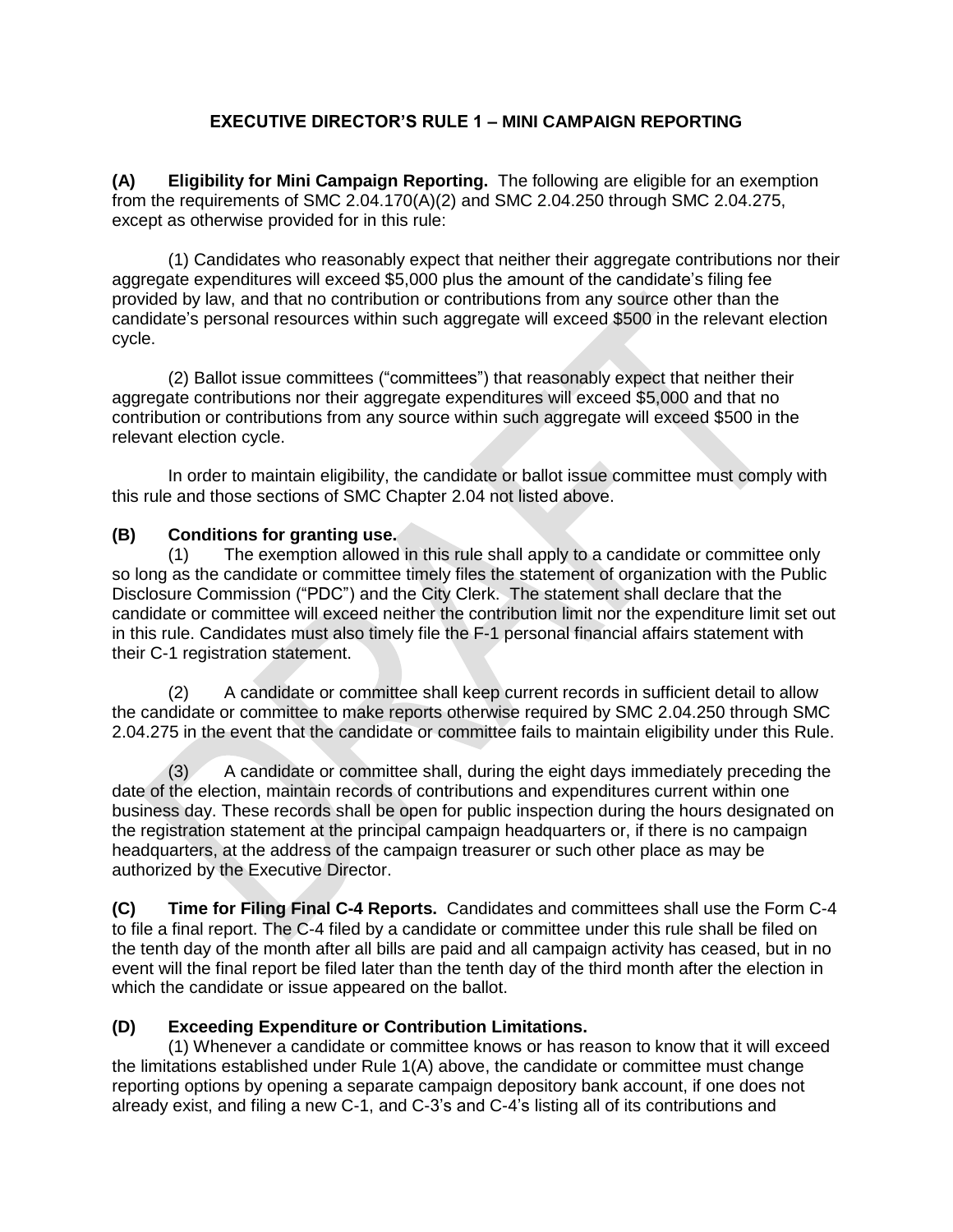# EXECUTIVE DIRECTOR'S RULE 1 – MINI CAMPAIGN REPORTING

**(A) Eligibility for Mini Campaign Reporting.** The following are eligible for an exemption from the requirements of SMC 2.04.170(A)(2) and SMC 2.04.250 through SMC 2.04.275, except as otherwise provided for in this rule:

(1) Candidates who reasonably expect that neither their aggregate contributions nor their aggregate expenditures will exceed $5,000 plus the amount of the candidate's filing fee provided by law, and that no contribution or contributions from any source other than the candidate's personal resources within such aggregate will exceed $500 in the relevant election cycle.

(2) Ballot issue committees ("committees") that reasonably expect that neither their aggregate contributions nor their aggregate expenditures will exceed $5,000 and that no contribution or contributions from any source within such aggregate will exceed $500 in the relevant election cycle.

In order to maintain eligibility, the candidate or ballot issue committee must comply with this rule and those sections of SMC Chapter 2.04 not listed above.

**(B) Conditions for granting use.**

(1) The exemption allowed in this rule shall apply to a candidate or committee only so long as the candidate or committee timely files the statement of organization with the Public Disclosure Commission ("PDC") and the City Clerk. The statement shall declare that the candidate or committee will exceed neither the contribution limit nor the expenditure limit set out in this rule. Candidates must also timely file the F-1 personal financial affairs statement with their C-1 registration statement.

(2) A candidate or committee shall keep current records in sufficient detail to allow the candidate or committee to make reports otherwise required by SMC 2.04.250 through SMC 2.04.275 in the event that the candidate or committee fails to maintain eligibility under this Rule.

(3) A candidate or committee shall, during the eight days immediately preceding the date of the election, maintain records of contributions and expenditures current within one business day. These records shall be open for public inspection during the hours designated on the registration statement at the principal campaign headquarters or, if there is no campaign headquarters, at the address of the campaign treasurer or such other place as may be authorized by the Executive Director.

**(C) Time for Filing Final C-4 Reports.** Candidates and committees shall use the Form C-4 to file a final report. The C-4 filed by a candidate or committee under this rule shall be filed on the tenth day of the month after all bills are paid and all campaign activity has ceased, but in no event will the final report be filed later than the tenth day of the third month after the election in which the candidate or issue appeared on the ballot.

**(D) Exceeding Expenditure or Contribution Limitations.**

(1) Whenever a candidate or committee knows or has reason to know that it will exceed the limitations established under Rule 1(A) above, the candidate or committee must change reporting options by opening a separate campaign depository bank account, if one does not already exist, and filing a new C-1, and C-3's and C-4's listing all of its contributions and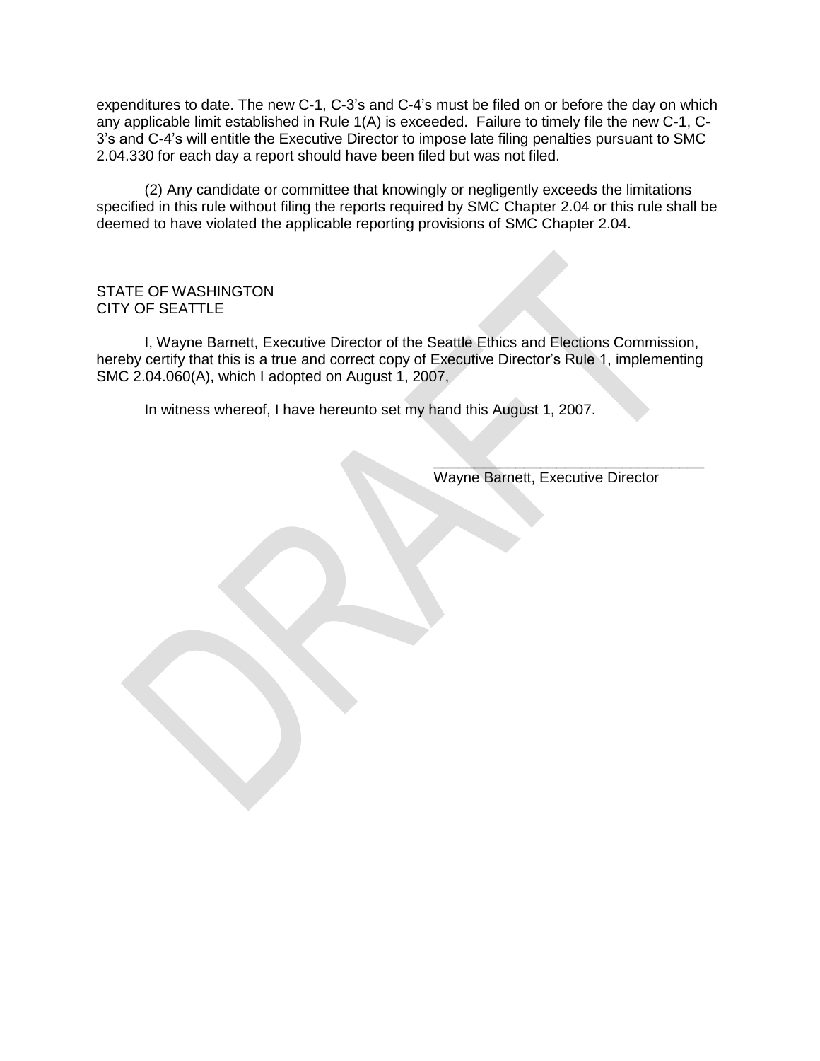expenditures to date. The new C-1, C-3's and C-4's must be filed on or before the day on which any applicable limit established in Rule 1(A) is exceeded. Failure to timely file the new C-1, C-3's and C-4's will entitle the Executive Director to impose late filing penalties pursuant to SMC 2.04.330 for each day a report should have been filed but was not filed.

(2) Any candidate or committee that knowingly or negligently exceeds the limitations specified in this rule without filing the reports required by SMC Chapter 2.04 or this rule shall be deemed to have violated the applicable reporting provisions of SMC Chapter 2.04.

STATE OF WASHINGTON
CITY OF SEATTLE

I, Wayne Barnett, Executive Director of the Seattle Ethics and Elections Commission, hereby certify that this is a true and correct copy of Executive Director's Rule 1, implementing SMC 2.04.060(A), which I adopted on August 1, 2007,

In witness whereof, I have hereunto set my hand this August 1, 2007.

\_\_\_\_\_\_\_\_\_\_\_\_\_\_\_\_\_\_\_\_\_\_\_\_\_\_\_\_\_\_\_\_\_\_\_\_
Wayne Barnett, Executive Director

DRAFT